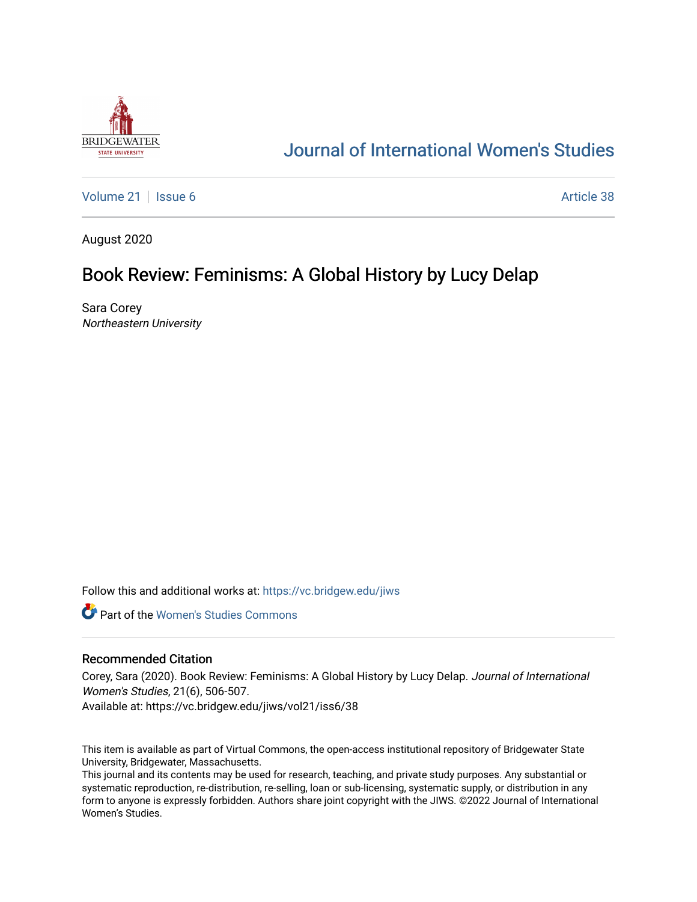# Journal of International Women's Studies

Volume 21 | Issue 6 | Article 38

August 2020

## Book Review: Feminisms: A Global History by Lucy Delap

Sara Corey
*Northeastern University*

Follow this and additional works at: https://vc.bridgew.edu/jiws

Part of the Women's Studies Commons

### Recommended Citation

Corey, Sara (2020). Book Review: Feminisms: A Global History by Lucy Delap. *Journal of International Women's Studies*, 21(6), 506-507.
Available at: https://vc.bridgew.edu/jiws/vol21/iss6/38

This item is available as part of Virtual Commons, the open-access institutional repository of Bridgewater State University, Bridgewater, Massachusetts.
This journal and its contents may be used for research, teaching, and private study purposes. Any substantial or systematic reproduction, re-distribution, re-selling, loan or sub-licensing, systematic supply, or distribution in any form to anyone is expressly forbidden. Authors share joint copyright with the JIWS. ©2022 Journal of International Women's Studies.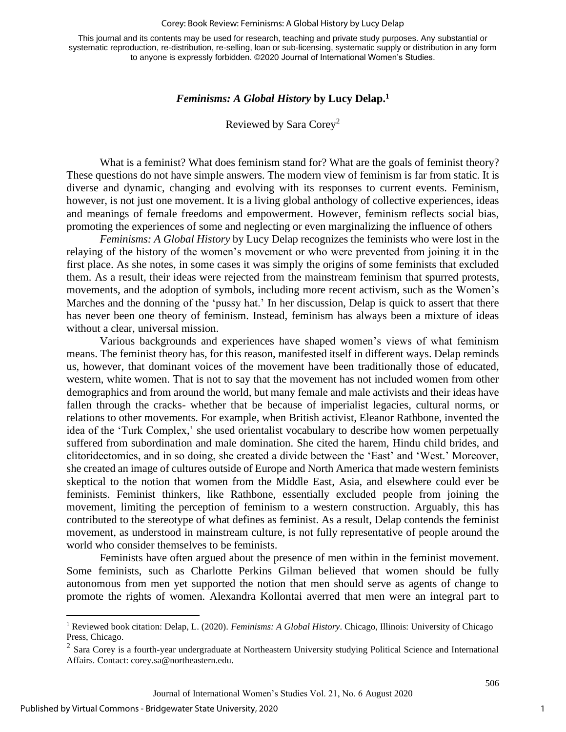# *Feminisms: A Global History* by Lucy Delap.[1]

Reviewed by Sara Corey[2]

What is a feminist? What does feminism stand for? What are the goals of feminist theory? These questions do not have simple answers. The modern view of feminism is far from static. It is diverse and dynamic, changing and evolving with its responses to current events. Feminism, however, is not just one movement. It is a living global anthology of collective experiences, ideas and meanings of female freedoms and empowerment. However, feminism reflects social bias, promoting the experiences of some and neglecting or even marginalizing the influence of others

*Feminisms: A Global History* by Lucy Delap recognizes the feminists who were lost in the relaying of the history of the women's movement or who were prevented from joining it in the first place. As she notes, in some cases it was simply the origins of some feminists that excluded them. As a result, their ideas were rejected from the mainstream feminism that spurred protests, movements, and the adoption of symbols, including more recent activism, such as the Women's Marches and the donning of the 'pussy hat.' In her discussion, Delap is quick to assert that there has never been one theory of feminism. Instead, feminism has always been a mixture of ideas without a clear, universal mission.

Various backgrounds and experiences have shaped women's views of what feminism means. The feminist theory has, for this reason, manifested itself in different ways. Delap reminds us, however, that dominant voices of the movement have been traditionally those of educated, western, white women. That is not to say that the movement has not included women from other demographics and from around the world, but many female and male activists and their ideas have fallen through the cracks- whether that be because of imperialist legacies, cultural norms, or relations to other movements. For example, when British activist, Eleanor Rathbone, invented the idea of the 'Turk Complex,' she used orientalist vocabulary to describe how women perpetually suffered from subordination and male domination. She cited the harem, Hindu child brides, and clitoridectomies, and in so doing, she created a divide between the 'East' and 'West.' Moreover, she created an image of cultures outside of Europe and North America that made western feminists skeptical to the notion that women from the Middle East, Asia, and elsewhere could ever be feminists. Feminist thinkers, like Rathbone, essentially excluded people from joining the movement, limiting the perception of feminism to a western construction. Arguably, this has contributed to the stereotype of what defines as feminist. As a result, Delap contends the feminist movement, as understood in mainstream culture, is not fully representative of people around the world who consider themselves to be feminists.

Feminists have often argued about the presence of men within in the feminist movement. Some feminists, such as Charlotte Perkins Gilman believed that women should be fully autonomous from men yet supported the notion that men should serve as agents of change to promote the rights of women. Alexandra Kollontai averred that men were an integral part to

---

[1] Reviewed book citation: Delap, L. (2020). *Feminisms: A Global History*. Chicago, Illinois: University of Chicago Press, Chicago.

[2] Sara Corey is a fourth-year undergraduate at Northeastern University studying Political Science and International Affairs. Contact: corey.sa@northeastern.edu.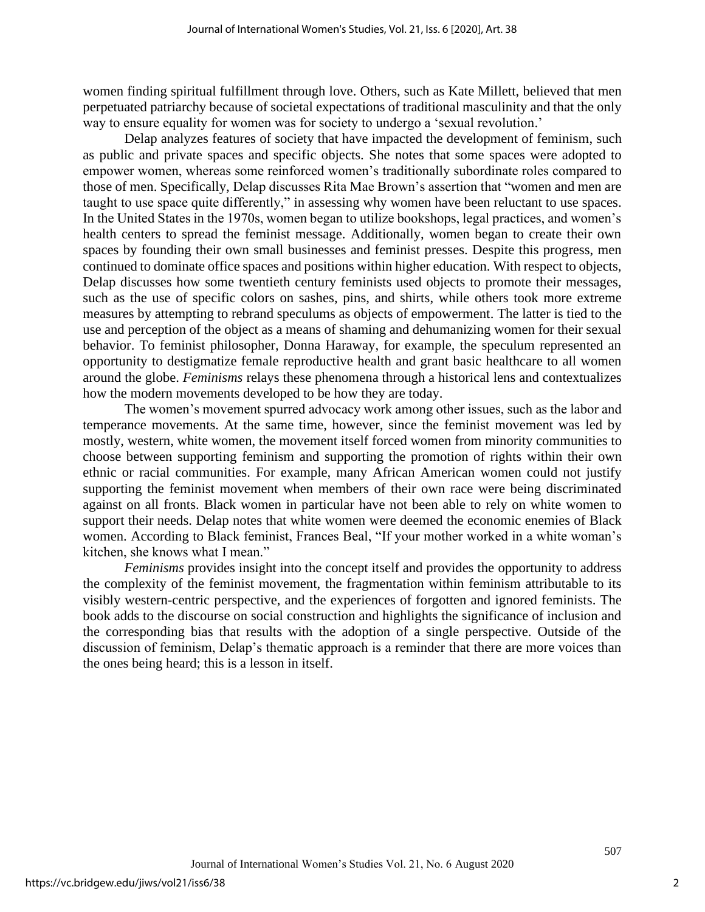women finding spiritual fulfillment through love. Others, such as Kate Millett, believed that men perpetuated patriarchy because of societal expectations of traditional masculinity and that the only way to ensure equality for women was for society to undergo a 'sexual revolution.'

Delap analyzes features of society that have impacted the development of feminism, such as public and private spaces and specific objects. She notes that some spaces were adopted to empower women, whereas some reinforced women's traditionally subordinate roles compared to those of men. Specifically, Delap discusses Rita Mae Brown's assertion that "women and men are taught to use space quite differently," in assessing why women have been reluctant to use spaces. In the United States in the 1970s, women began to utilize bookshops, legal practices, and women's health centers to spread the feminist message. Additionally, women began to create their own spaces by founding their own small businesses and feminist presses. Despite this progress, men continued to dominate office spaces and positions within higher education. With respect to objects, Delap discusses how some twentieth century feminists used objects to promote their messages, such as the use of specific colors on sashes, pins, and shirts, while others took more extreme measures by attempting to rebrand speculums as objects of empowerment. The latter is tied to the use and perception of the object as a means of shaming and dehumanizing women for their sexual behavior. To feminist philosopher, Donna Haraway, for example, the speculum represented an opportunity to destigmatize female reproductive health and grant basic healthcare to all women around the globe. *Feminisms* relays these phenomena through a historical lens and contextualizes how the modern movements developed to be how they are today.

The women's movement spurred advocacy work among other issues, such as the labor and temperance movements. At the same time, however, since the feminist movement was led by mostly, western, white women, the movement itself forced women from minority communities to choose between supporting feminism and supporting the promotion of rights within their own ethnic or racial communities. For example, many African American women could not justify supporting the feminist movement when members of their own race were being discriminated against on all fronts. Black women in particular have not been able to rely on white women to support their needs. Delap notes that white women were deemed the economic enemies of Black women. According to Black feminist, Frances Beal, "If your mother worked in a white woman's kitchen, she knows what I mean."

*Feminisms* provides insight into the concept itself and provides the opportunity to address the complexity of the feminist movement, the fragmentation within feminism attributable to its visibly western-centric perspective, and the experiences of forgotten and ignored feminists. The book adds to the discourse on social construction and highlights the significance of inclusion and the corresponding bias that results with the adoption of a single perspective. Outside of the discussion of feminism, Delap's thematic approach is a reminder that there are more voices than the ones being heard; this is a lesson in itself.